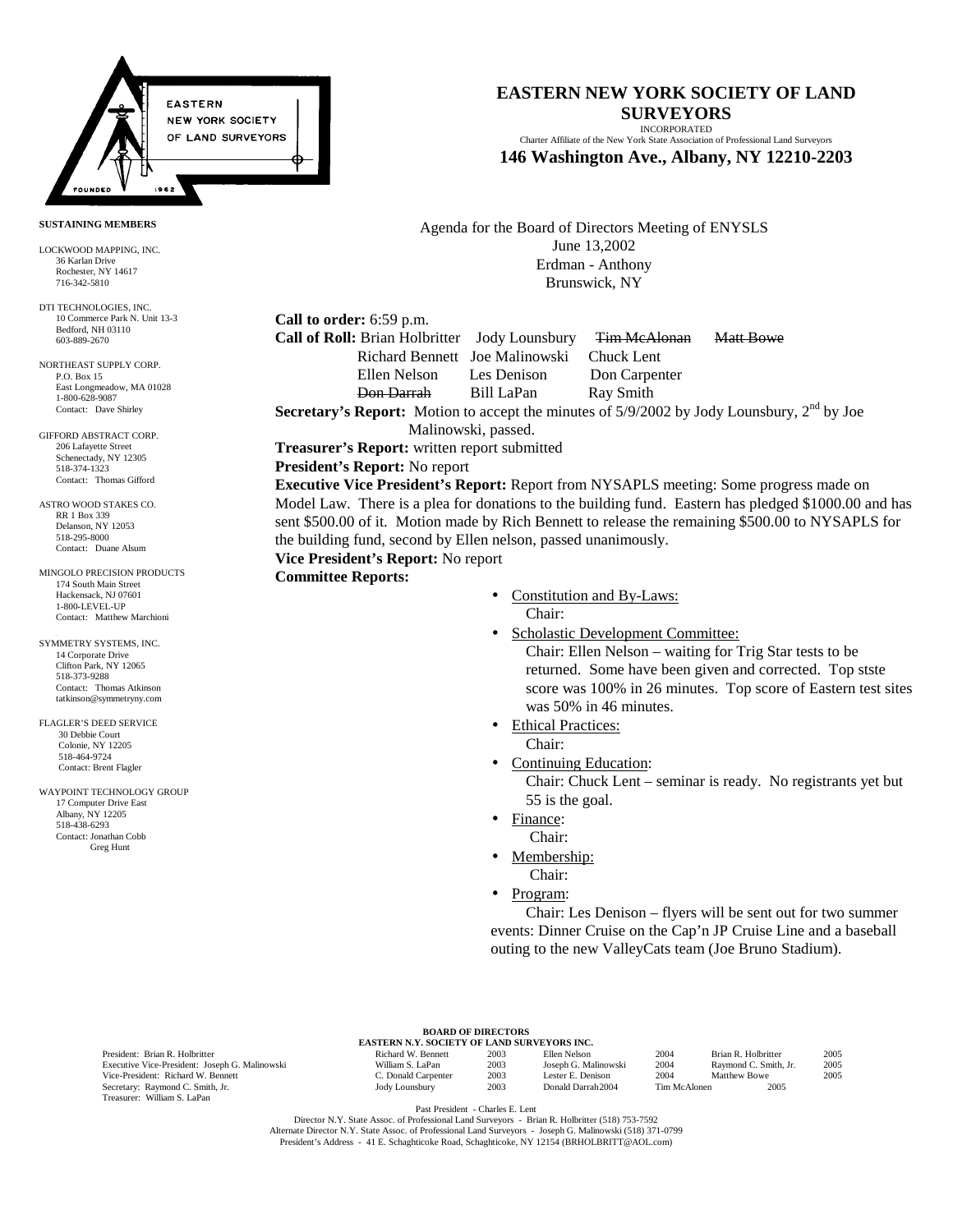# EASTERN NEW YORK SOCIETY OF LAND SURVEYORS

INCORPORATED

Charter Affiliate of the New York State Association of Professional Land Surveyors

**146 Washington Ave., Albany, NY 12210-2203**

**SUSTAINING MEMBERS**

LOCKWOOD MAPPING, INC.
36 Karlan Drive
Rochester, NY 14617
716-342-5810

DTI TECHNOLOGIES, INC.
10 Commerce Park N. Unit 13-3
Bedford, NH 03110
603-889-2670

NORTHEAST SUPPLY CORP.
P.O. Box 15
East Longmeadow, MA 01028
1-800-628-9087
Contact: Dave Shirley

GIFFORD ABSTRACT CORP.
206 Lafayette Street
Schenectady, NY 12305
518-374-1323
Contact: Thomas Gifford

ASTRO WOOD STAKES CO.
RR 1 Box 339
Delanson, NY 12053
518-295-8000
Contact: Duane Alsum

MINGOLO PRECISION PRODUCTS
174 South Main Street
Hackensack, NJ 07601
1-800-LEVEL-UP
Contact: Matthew Marchioni

SYMMETRY SYSTEMS, INC.
14 Corporate Drive
Clifton Park, NY 12065
518-373-9288
Contact: Thomas Atkinson
tatkinson@symmetryny.com

FLAGLER'S DEED SERVICE
30 Debbie Court
Colonie, NY 12205
518-464-9724
Contact: Brent Flagler

WAYPOINT TECHNOLOGY GROUP
17 Computer Drive East
Albany, NY 12205
518-438-6293
Contact: Jonathan Cobb
Greg Hunt

Agenda for the Board of Directors Meeting of ENYSLS
June 13,2002
Erdman - Anthony
Brunswick, NY

**Call to order:** 6:59 p.m.

**Call of Roll:** Brian Holbritter, Jody Lounsbury, ~~Tim McAlonan~~, ~~Matt Bowe~~, Richard Bennett, Joe Malinowski, Chuck Lent, Ellen Nelson, Les Denison, Don Carpenter, ~~Don Darrah~~, Bill LaPan, Ray Smith

**Secretary's Report:** Motion to accept the minutes of 5/9/2002 by Jody Lounsbury, 2nd by Joe Malinowski, passed.

**Treasurer's Report:** written report submitted

**President's Report:** No report

**Executive Vice President's Report:** Report from NYSAPLS meeting: Some progress made on Model Law. There is a plea for donations to the building fund. Eastern has pledged $1000.00 and has sent $500.00 of it. Motion made by Rich Bennett to release the remaining $500.00 to NYSAPLS for the building fund, second by Ellen nelson, passed unanimously.

**Vice President's Report:** No report

**Committee Reports:**

- Constitution and By-Laws:
  Chair:
- Scholastic Development Committee:
  Chair: Ellen Nelson – waiting for Trig Star tests to be returned. Some have been given and corrected. Top stste score was 100% in 26 minutes. Top score of Eastern test sites was 50% in 46 minutes.
- Ethical Practices:
  Chair:
- Continuing Education:
  Chair: Chuck Lent – seminar is ready. No registrants yet but 55 is the goal.
- Finance:
  Chair:
- Membership:
  Chair:
- Program:
  Chair: Les Denison – flyers will be sent out for two summer events: Dinner Cruise on the Cap'n JP Cruise Line and a baseball outing to the new ValleyCats team (Joe Bruno Stadium).

**BOARD OF DIRECTORS**
**EASTERN N.Y. SOCIETY OF LAND SURVEYORS INC.**

President: Brian R. Holbritter
Executive Vice-President: Joseph G. Malinowski
Vice-President: Richard W. Bennett
Secretary: Raymond C. Smith, Jr.
Treasurer: William S. LaPan

| | | | | | |
|---|---|---|---|---|---|
| Richard W. Bennett | 2003 | Ellen Nelson | 2004 | Brian R. Holbritter | 2005 |
| William S. LaPan | 2003 | Joseph G. Malinowski | 2004 | Raymond C. Smith, Jr. | 2005 |
| C. Donald Carpenter | 2003 | Lester E. Denison | 2004 | Matthew Bowe | 2005 |
| Jody Lounsbury | 2003 | Donald Darrah | 2004 | Tim McAlonen | 2005 |

Past President - Charles E. Lent
Director N.Y. State Assoc. of Professional Land Surveyors - Brian R. Holbritter (518) 753-7592
Alternate Director N.Y. State Assoc. of Professional Land Surveyors - Joseph G. Malinowski (518) 371-0799
President's Address - 41 E. Schaghticoke Road, Schaghticoke, NY 12154 (BRHOLBRITT@AOL.com)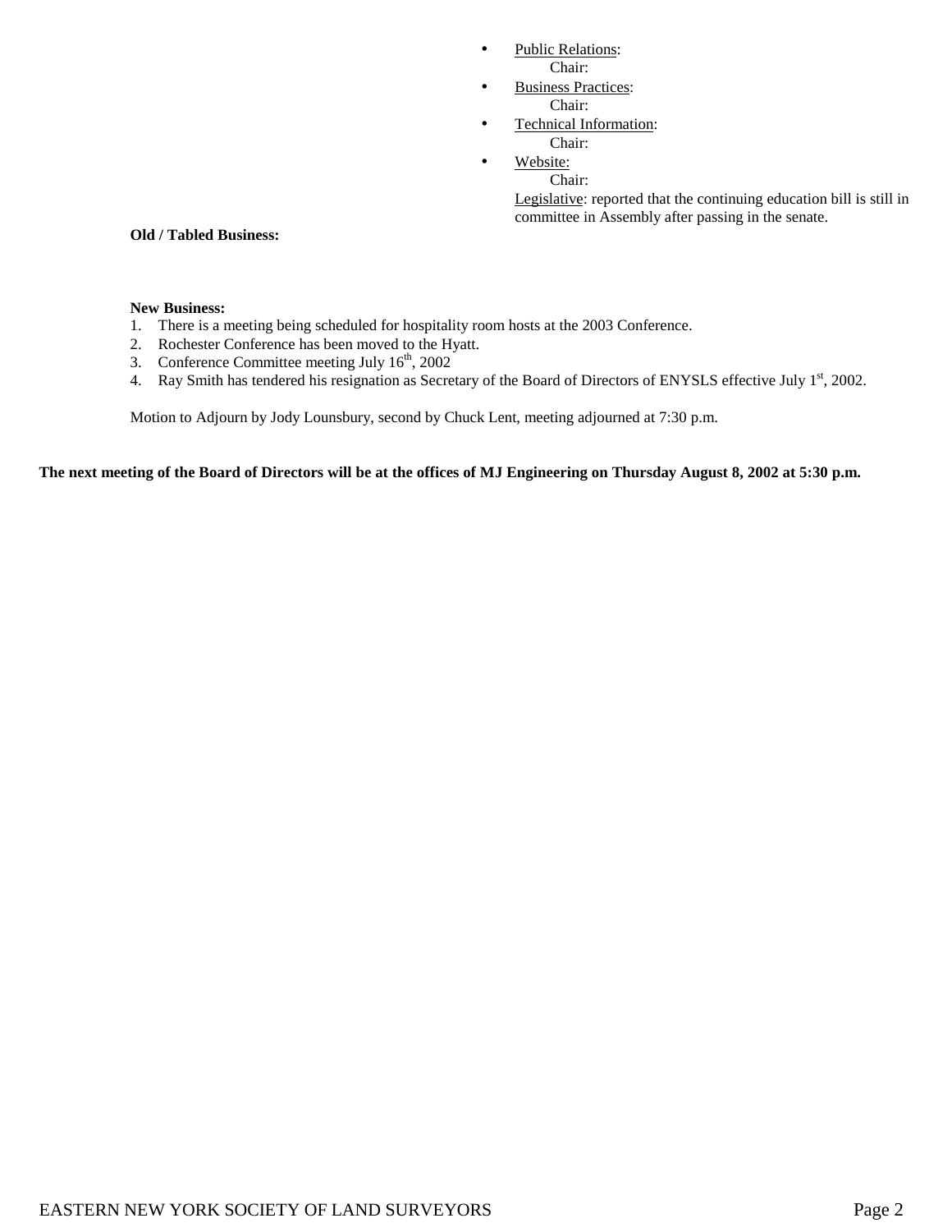- Public Relations:
  Chair:
- Business Practices:
  Chair:
- Technical Information:
  Chair:
- Website:
  Chair:

  Legislative: reported that the continuing education bill is still in committee in Assembly after passing in the senate.

**Old / Tabled Business:**

**New Business:**

1. There is a meeting being scheduled for hospitality room hosts at the 2003 Conference.
2. Rochester Conference has been moved to the Hyatt.
3. Conference Committee meeting July 16th, 2002
4. Ray Smith has tendered his resignation as Secretary of the Board of Directors of ENYSLS effective July 1st, 2002.

Motion to Adjourn by Jody Lounsbury, second by Chuck Lent, meeting adjourned at 7:30 p.m.

**The next meeting of the Board of Directors will be at the offices of MJ Engineering on Thursday August 8, 2002 at 5:30 p.m.**